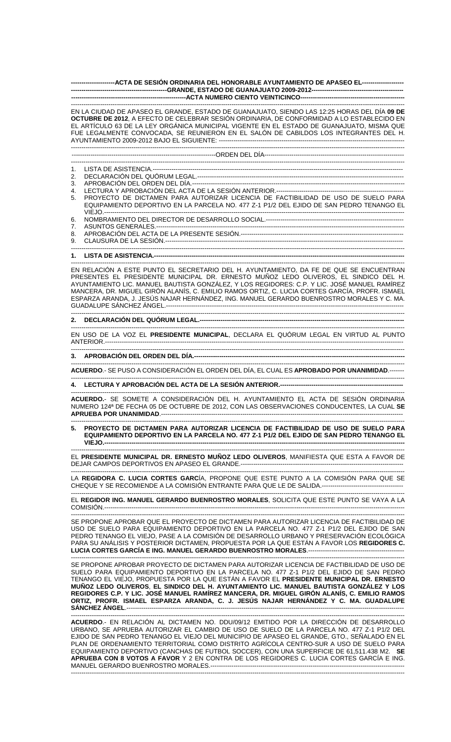**ACTA DE SESIÓN ORDINARIA DEL HONORABLE AYUNTAMIENTO DE APASEO EL GRANDE, ESTADO DE GUANAJUATO 2009-2012**

**ACTA NUMERO CIENTO VEINTICINCO**

EN LA CIUDAD DE APASEO EL GRANDE, ESTADO DE GUANAJUATO, SIENDO LAS 12:25 HORAS DEL DÍA **09 DE OCTUBRE DE 2012**, A EFECTO DE CELEBRAR SESIÓN ORDINARIA, DE CONFORMIDAD A LO ESTABLECIDO EN EL ARTÍCULO 63 DE LA LEY ORGÁNICA MUNICIPAL VIGENTE EN EL ESTADO DE GUANAJUATO, MISMA QUE FUE LEGALMENTE CONVOCADA, SE REUNIERON EN EL SALÓN DE CABILDOS LOS INTEGRANTES DEL H. AYUNTAMIENTO 2009-2012 BAJO EL SIGUIENTE:

ORDEN DEL DÍA

1. LISTA DE ASISTENCIA.
2. DECLARACIÓN DEL QUÓRUM LEGAL.
3. APROBACIÓN DEL ORDEN DEL DÍA.
4. LECTURA Y APROBACIÓN DEL ACTA DE LA SESIÓN ANTERIOR.
5. PROYECTO DE DICTAMEN PARA AUTORIZAR LICENCIA DE FACTIBILIDAD DE USO DE SUELO PARA EQUIPAMIENTO DEPORTIVO EN LA PARCELA NO. 477 Z-1 P1/2 DEL EJIDO DE SAN PEDRO TENANGO EL VIEJO.
6. NOMBRAMIENTO DEL DIRECTOR DE DESARROLLO SOCIAL.
7. ASUNTOS GENERALES.
8. APROBACIÓN DEL ACTA DE LA PRESENTE SESIÓN.
9. CLAUSURA DE LA SESIÓN.

**1. LISTA DE ASISTENCIA.**

EN RELACIÓN A ESTE PUNTO EL SECRETARIO DEL H. AYUNTAMIENTO, DA FE DE QUE SE ENCUENTRAN PRESENTES EL PRESIDENTE MUNICIPAL DR. ERNESTO MUÑOZ LEDO OLIVEROS, EL SINDICO DEL H. AYUNTAMIENTO LIC. MANUEL BAUTISTA GONZÁLEZ, Y LOS REGIDORES: C.P. Y LIC. JOSÉ MANUEL RAMÍREZ MANCERA, DR. MIGUEL GIRÓN ALANÍS, C. EMILIO RAMOS ORTIZ, C. LUCIA CORTES GARCÍA, PROFR. ISMAEL ESPARZA ARANDA, J. JESÚS NAJAR HERNÁNDEZ, ING. MANUEL GERARDO BUENROSTRO MORALES Y C. MA. GUADALUPE SÁNCHEZ ÁNGEL.

**2. DECLARACIÓN DEL QUÓRUM LEGAL.**

EN USO DE LA VOZ EL **PRESIDENTE MUNICIPAL**, DECLARA EL QUÓRUM LEGAL EN VIRTUD AL PUNTO ANTERIOR.

**3. APROBACIÓN DEL ORDEN DEL DÍA.**

**ACUERDO**.- SE PUSO A CONSIDERACIÓN EL ORDEN DEL DÍA, EL CUAL ES **APROBADO POR UNANIMIDAD**.

**4. LECTURA Y APROBACIÓN DEL ACTA DE LA SESIÓN ANTERIOR.**

**ACUERDO.**- SE SOMETE A CONSIDERACIÓN DEL H. AYUNTAMIENTO EL ACTA DE SESIÓN ORDINARIA NUMERO 124ª DE FECHA 05 DE OCTUBRE DE 2012, CON LAS OBSERVACIONES CONDUCENTES, LA CUAL **SE APRUEBA POR UNANIMIDAD**.

**5. PROYECTO DE DICTAMEN PARA AUTORIZAR LICENCIA DE FACTIBILIDAD DE USO DE SUELO PARA EQUIPAMIENTO DEPORTIVO EN LA PARCELA NO. 477 Z-1 P1/2 DEL EJIDO DE SAN PEDRO TENANGO EL VIEJO.**

EL **PRESIDENTE MUNICIPAL DR. ERNESTO MUÑOZ LEDO OLIVEROS**, MANIFIESTA QUE ESTA A FAVOR DE DEJAR CAMPOS DEPORTIVOS EN APASEO EL GRANDE.

LA **REGIDORA C. LUCIA CORTES GARC**ÍA, PROPONE QUE ESTE PUNTO A LA COMISIÓN PARA QUE SE CHEQUE Y SE RECOMIENDE A LA COMISIÓN ENTRANTE PARA QUE LE DE SALIDA.

EL **REGIDOR ING. MANUEL GERARDO BUENROSTRO MORALES**, SOLICITA QUE ESTE PUNTO SE VAYA A LA COMISIÓN.

SE PROPONE APROBAR QUE EL PROYECTO DE DICTAMEN PARA AUTORIZAR LICENCIA DE FACTIBILIDAD DE USO DE SUELO PARA EQUIPAMIENTO DEPORTIVO EN LA PARCELA NO. 477 Z-1 P1/2 DEL EJIDO DE SAN PEDRO TENANGO EL VIEJO, PASE A LA COMISIÓN DE DESARROLLO URBANO Y PRESERVACIÓN ECOLÓGICA PARA SU ANÁLISIS Y POSTERIOR DICTAMEN, PROPUESTA POR LA QUE ESTÁN A FAVOR LOS **REGIDORES C. LUCIA CORTES GARCÍA E ING. MANUEL GERARDO BUENROSTRO MORALES**.

SE PROPONE APROBAR PROYECTO DE DICTAMEN PARA AUTORIZAR LICENCIA DE FACTIBILIDAD DE USO DE SUELO PARA EQUIPAMIENTO DEPORTIVO EN LA PARCELA NO. 477 Z-1 P1/2 DEL EJIDO DE SAN PEDRO TENANGO EL VIEJO, PROPUESTA POR LA QUE ESTÁN A FAVOR EL **PRESIDENTE MUNICIPAL DR. ERNESTO MUÑOZ LEDO OLIVEROS**, **EL SINDICO DEL H. AYUNTAMIENTO LIC. MANUEL BAUTISTA GONZÁLEZ Y LOS REGIDORES C.P. Y LIC. JOSÉ MANUEL RAMÍREZ MANCERA, DR. MIGUEL GIRÓN ALANÍS, C. EMILIO RAMOS ORTIZ, PROFR. ISMAEL ESPARZA ARANDA, C. J. JESÚS NAJAR HERNÁNDEZ Y C. MA. GUADALUPE SÁNCHEZ ÁNGEL**.

**ACUERDO**.- EN RELACIÓN AL DICTAMEN NO. DDU/09/12 EMITIDO POR LA DIRECCIÓN DE DESARROLLO URBANO, SE APRUEBA AUTORIZAR EL CAMBIO DE USO DE SUELO DE LA PARCELA NO. 477 Z-1 P1/2 DEL EJIDO DE SAN PEDRO TENANGO EL VIEJO DEL MUNICIPIO DE APASEO EL GRANDE, GTO., SEÑALADO EN EL PLAN DE ORDENAMIENTO TERRITORIAL COMO DISTRITO AGRÍCOLA CENTRO-SUR A USO DE SUELO PARA EQUIPAMIENTO DEPORTIVO (CANCHAS DE FUTBOL SOCCER), CON UNA SUPERFICIE DE 61,511.438 M2. **SE APRUEBA CON 8 VOTOS A FAVOR** Y 2 EN CONTRA DE LOS REGIDORES C. LUCIA CORTES GARCÍA E ING. MANUEL GERARDO BUENROSTRO MORALES.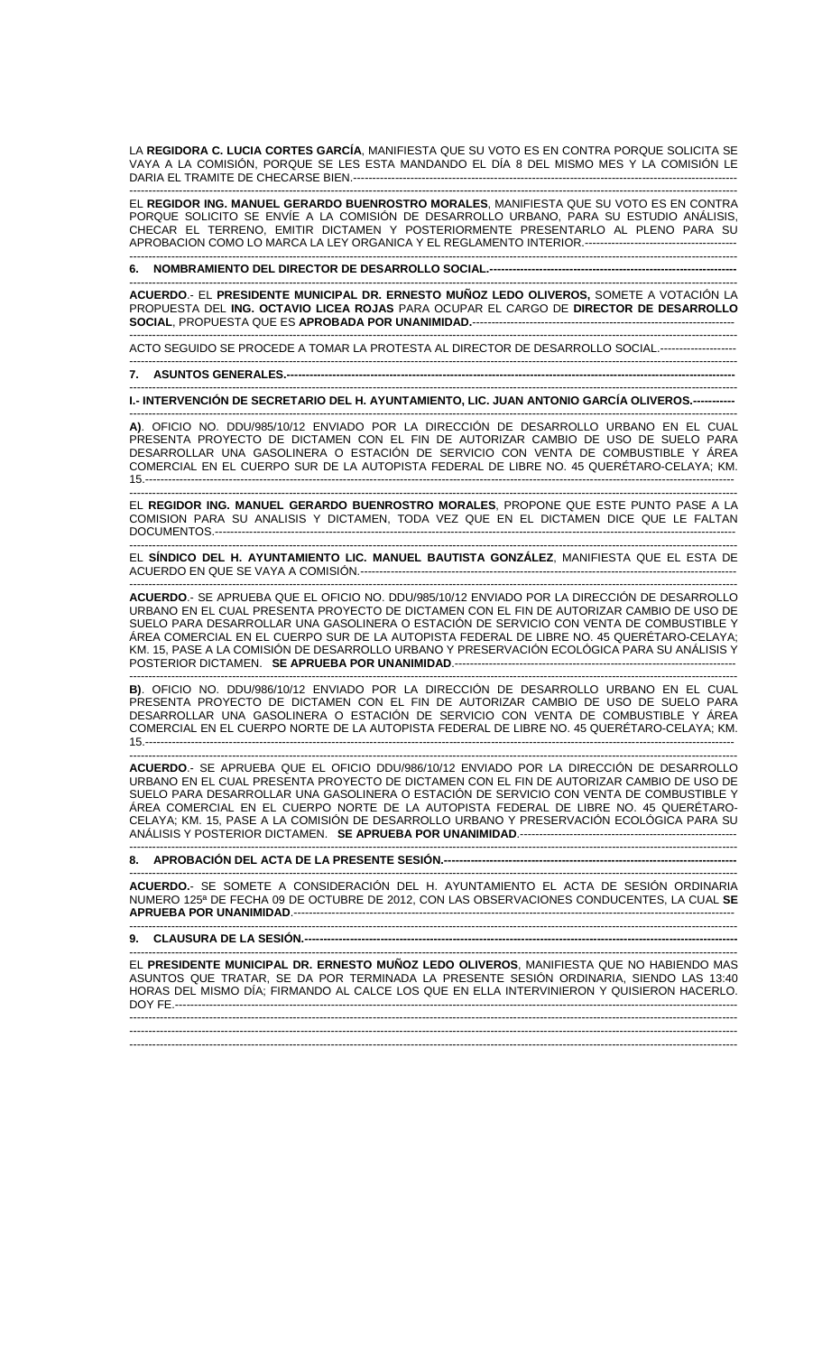LA **REGIDORA C. LUCIA CORTES GARCÍA**, MANIFIESTA QUE SU VOTO ES EN CONTRA PORQUE SOLICITA SE VAYA A LA COMISIÓN, PORQUE SE LES ESTA MANDANDO EL DÍA 8 DEL MISMO MES Y LA COMISIÓN LE DARIA EL TRAMITE DE CHECARSE BIEN.---------------------------------------------------------------------------------------------------------

EL **REGIDOR ING. MANUEL GERARDO BUENROSTRO MORALES**, MANIFIESTA QUE SU VOTO ES EN CONTRA PORQUE SOLICITO SE ENVÍE A LA COMISIÓN DE DESARROLLO URBANO, PARA SU ESTUDIO ANÁLISIS, CHECAR EL TERRENO, EMITIR DICTAMEN Y POSTERIORMENTE PRESENTARLO AL PLENO PARA SU APROBACION COMO LO MARCA LA LEY ORGANICA Y EL REGLAMENTO INTERIOR.---------------------------------------

**6. NOMBRAMIENTO DEL DIRECTOR DE DESARROLLO SOCIAL.-----------------------------------------------------------------**

**ACUERDO**.- EL **PRESIDENTE MUNICIPAL DR. ERNESTO MUÑOZ LEDO OLIVEROS,** SOMETE A VOTACIÓN LA PROPUESTA DEL **ING. OCTAVIO LICEA ROJAS** PARA OCUPAR EL CARGO DE **DIRECTOR DE DESARROLLO SOCIAL**, PROPUESTA QUE ES **APROBADA POR UNANIMIDAD.**-------------------------------------------------------------------

ACTO SEGUIDO SE PROCEDE A TOMAR LA PROTESTA AL DIRECTOR DE DESARROLLO SOCIAL.--------------------

**7. ASUNTOS GENERALES.-------------------------------------------------------------------------------------------------------------**

**I.- INTERVENCIÓN DE SECRETARIO DEL H. AYUNTAMIENTO, LIC. JUAN ANTONIO GARCÍA OLIVEROS.-----------**

**A)**. OFICIO NO. DDU/985/10/12 ENVIADO POR LA DIRECCIÓN DE DESARROLLO URBANO EN EL CUAL PRESENTA PROYECTO DE DICTAMEN CON EL FIN DE AUTORIZAR CAMBIO DE USO DE SUELO PARA DESARROLLAR UNA GASOLINERA O ESTACIÓN DE SERVICIO CON VENTA DE COMBUSTIBLE Y ÁREA COMERCIAL EN EL CUERPO SUR DE LA AUTOPISTA FEDERAL DE LIBRE NO. 45 QUERÉTARO-CELAYA; KM. 15.----------------------------------------------------------------------------------------------------------------------------------------------------

EL **REGIDOR ING. MANUEL GERARDO BUENROSTRO MORALES**, PROPONE QUE ESTE PUNTO PASE A LA COMISION PARA SU ANALISIS Y DICTAMEN, TODA VEZ QUE EN EL DICTAMEN DICE QUE LE FALTAN DOCUMENTOS.----------------------------------------------------------------------------------------------------------------------------------

EL **SÍNDICO DEL H. AYUNTAMIENTO LIC. MANUEL BAUTISTA GONZÁLEZ**, MANIFIESTA QUE EL ESTA DE ACUERDO EN QUE SE VAYA A COMISIÓN.--------------------------------------------------------------------------------------------------

**ACUERDO**.- SE APRUEBA QUE EL OFICIO NO. DDU/985/10/12 ENVIADO POR LA DIRECCIÓN DE DESARROLLO URBANO EN EL CUAL PRESENTA PROYECTO DE DICTAMEN CON EL FIN DE AUTORIZAR CAMBIO DE USO DE SUELO PARA DESARROLLAR UNA GASOLINERA O ESTACIÓN DE SERVICIO CON VENTA DE COMBUSTIBLE Y ÁREA COMERCIAL EN EL CUERPO SUR DE LA AUTOPISTA FEDERAL DE LIBRE NO. 45 QUERÉTARO-CELAYA; KM. 15, PASE A LA COMISIÓN DE DESARROLLO URBANO Y PRESERVACIÓN ECOLÓGICA PARA SU ANÁLISIS Y POSTERIOR DICTAMEN. **SE APRUEBA POR UNANIMIDAD**.---------------------------------------------------------------------

**B)**. OFICIO NO. DDU/986/10/12 ENVIADO POR LA DIRECCIÓN DE DESARROLLO URBANO EN EL CUAL PRESENTA PROYECTO DE DICTAMEN CON EL FIN DE AUTORIZAR CAMBIO DE USO DE SUELO PARA DESARROLLAR UNA GASOLINERA O ESTACIÓN DE SERVICIO CON VENTA DE COMBUSTIBLE Y ÁREA COMERCIAL EN EL CUERPO NORTE DE LA AUTOPISTA FEDERAL DE LIBRE NO. 45 QUERÉTARO-CELAYA; KM. 15.----------------------------------------------------------------------------------------------------------------------------------------------------

**ACUERDO**.- SE APRUEBA QUE EL OFICIO DDU/986/10/12 ENVIADO POR LA DIRECCIÓN DE DESARROLLO URBANO EN EL CUAL PRESENTA PROYECTO DE DICTAMEN CON EL FIN DE AUTORIZAR CAMBIO DE USO DE SUELO PARA DESARROLLAR UNA GASOLINERA O ESTACIÓN DE SERVICIO CON VENTA DE COMBUSTIBLE Y ÁREA COMERCIAL EN EL CUERPO NORTE DE LA AUTOPISTA FEDERAL DE LIBRE NO. 45 QUERÉTARO-CELAYA; KM. 15, PASE A LA COMISIÓN DE DESARROLLO URBANO Y PRESERVACIÓN ECOLÓGICA PARA SU ANÁLISIS Y POSTERIOR DICTAMEN. **SE APRUEBA POR UNANIMIDAD**.----------------------------------------------------------

**8. APROBACIÓN DEL ACTA DE LA PRESENTE SESIÓN.-------------------------------------------------------------------------**

**ACUERDO.**- SE SOMETE A CONSIDERACIÓN DEL H. AYUNTAMIENTO EL ACTA DE SESIÓN ORDINARIA NUMERO 125ª DE FECHA 09 DE OCTUBRE DE 2012, CON LAS OBSERVACIONES CONDUCENTES, LA CUAL **SE APRUEBA POR UNANIMIDAD**.--------------------------------------------------------------------------------------------------------------------

**9. CLAUSURA DE LA SESIÓN.---------------------------------------------------------------------------------------------------------**

EL **PRESIDENTE MUNICIPAL DR. ERNESTO MUÑOZ LEDO OLIVEROS**, MANIFIESTA QUE NO HABIENDO MAS ASUNTOS QUE TRATAR, SE DA POR TERMINADA LA PRESENTE SESIÓN ORDINARIA, SIENDO LAS 13:40 HORAS DEL MISMO DÍA; FIRMANDO AL CALCE LOS QUE EN ELLA INTERVINIERON Y QUISIERON HACERLO. DOY FE.-----------------------------------------------------------------------------------------------------------------------------------------